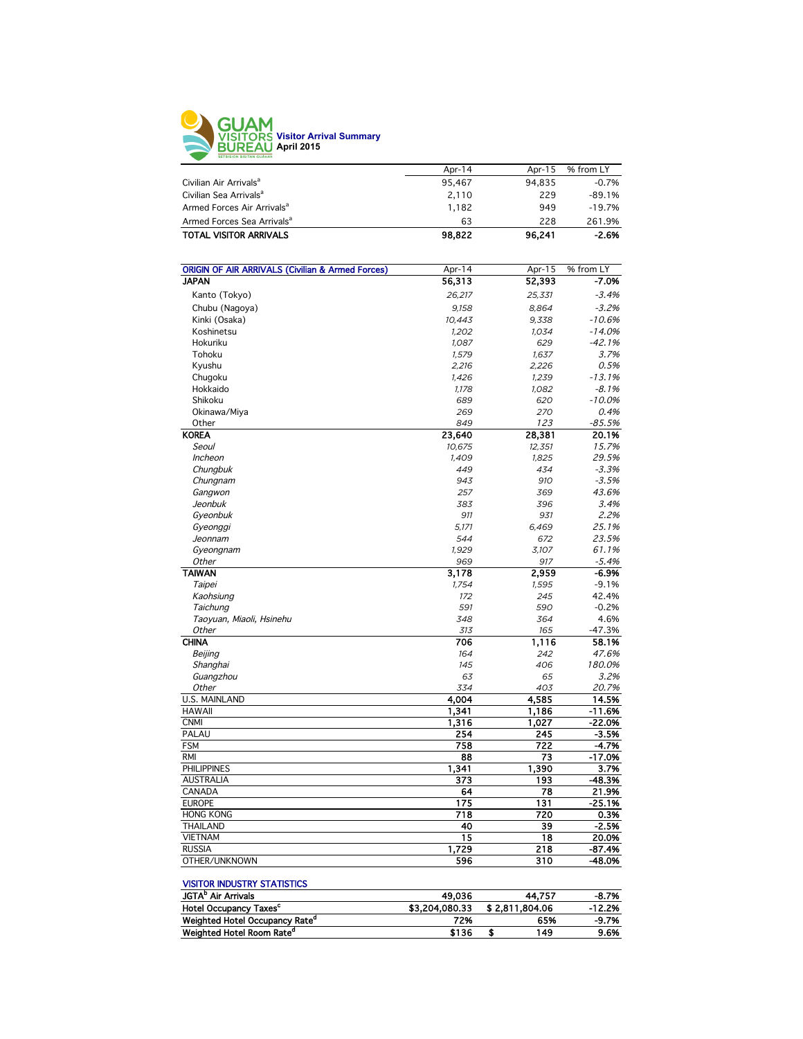# GUAM VISITORS BUREAU

**Visitor Arrival Summary**
**April 2015**

| | Apr-14 | Apr-15 | % from LY |
|---|---|---|---|
| Civilian Air Arrivals[a] | 95,467 | 94,835 | -0.7% |
| Civilian Sea Arrivals[a] | 2,110 | 229 | -89.1% |
| Armed Forces Air Arrivals[a] | 1,182 | 949 | -19.7% |
| Armed Forces Sea Arrivals[a] | 63 | 228 | 261.9% |
| **TOTAL VISITOR ARRIVALS** | **98,822** | **96,241** | **-2.6%** |

| ORIGIN OF AIR ARRIVALS (Civilian & Armed Forces) | Apr-14 | Apr-15 | % from LY |
|---|---|---|---|
| **JAPAN** | **56,313** | **52,393** | **-7.0%** |
| Kanto (Tokyo) | *26,217* | *25,331* | *-3.4%* |
| Chubu (Nagoya) | *9,158* | *8,864* | *-3.2%* |
| Kinki (Osaka) | *10,443* | *9,338* | *-10.6%* |
| Koshinetsu | *1,202* | *1,034* | *-14.0%* |
| Hokuriku | *1,087* | *629* | *-42.1%* |
| Tohoku | *1,579* | *1,637* | *3.7%* |
| Kyushu | *2,216* | *2,226* | *0.5%* |
| Chugoku | *1,426* | *1,239* | *-13.1%* |
| Hokkaido | *1,178* | *1,082* | *-8.1%* |
| Shikoku | *689* | *620* | *-10.0%* |
| Okinawa/Miya | *269* | *270* | *0.4%* |
| Other | *849* | *123* | *-85.5%* |
| **KOREA** | **23,640** | **28,381** | **20.1%** |
| *Seoul* | *10,675* | *12,351* | *15.7%* |
| *Incheon* | *1,409* | *1,825* | *29.5%* |
| *Chungbuk* | *449* | *434* | *-3.3%* |
| *Chungnam* | *943* | *910* | *-3.5%* |
| *Gangwon* | *257* | *369* | *43.6%* |
| *Jeonbuk* | *383* | *396* | *3.4%* |
| *Gyeonbuk* | *911* | *931* | *2.2%* |
| *Gyeonggi* | *5,171* | *6,469* | *25.1%* |
| *Jeonnam* | *544* | *672* | *23.5%* |
| *Gyeongnam* | *1,929* | *3,107* | *61.1%* |
| *Other* | *969* | *917* | *-5.4%* |
| **TAIWAN** | **3,178** | **2,959** | **-6.9%** |
| *Taipei* | *1,754* | *1,595* | -9.1% |
| *Kaohsiung* | *172* | *245* | 42.4% |
| *Taichung* | *591* | *590* | -0.2% |
| *Taoyuan, Miaoli, Hsinehu* | *348* | *364* | 4.6% |
| *Other* | *313* | *165* | -47.3% |
| **CHINA** | **706** | **1,116** | **58.1%** |
| *Beijing* | *164* | *242* | *47.6%* |
| *Shanghai* | *145* | *406* | *180.0%* |
| *Guangzhou* | *63* | *65* | *3.2%* |
| *Other* | *334* | *403* | *20.7%* |
| U.S. MAINLAND | **4,004** | **4,585** | **14.5%** |
| HAWAII | **1,341** | **1,186** | **-11.6%** |
| CNMI | **1,316** | **1,027** | **-22.0%** |
| PALAU | **254** | **245** | **-3.5%** |
| FSM | **758** | **722** | **-4.7%** |
| RMI | **88** | **73** | **-17.0%** |
| PHILIPPINES | **1,341** | **1,390** | **3.7%** |
| AUSTRALIA | **373** | **193** | **-48.3%** |
| CANADA | **64** | **78** | **21.9%** |
| EUROPE | **175** | **131** | **-25.1%** |
| HONG KONG | **718** | **720** | **0.3%** |
| THAILAND | **40** | **39** | **-2.5%** |
| VIETNAM | **15** | **18** | **20.0%** |
| RUSSIA | **1,729** | **218** | **-87.4%** |
| OTHER/UNKNOWN | **596** | **310** | **-48.0%** |

| VISITOR INDUSTRY STATISTICS | | | |
|---|---|---|---|
| **JGTA[b] Air Arrivals** | **49,036** | **44,757** | **-8.7%** |
| **Hotel Occupancy Taxes[c]** | **$3,204,080.33** | **$ 2,811,804.06** | **-12.2%** |
| **Weighted Hotel Occupancy Rate[d]** | **72%** | **65%** | **-9.7%** |
| **Weighted Hotel Room Rate[d]** | **$136** | **$ 149** | **9.6%** |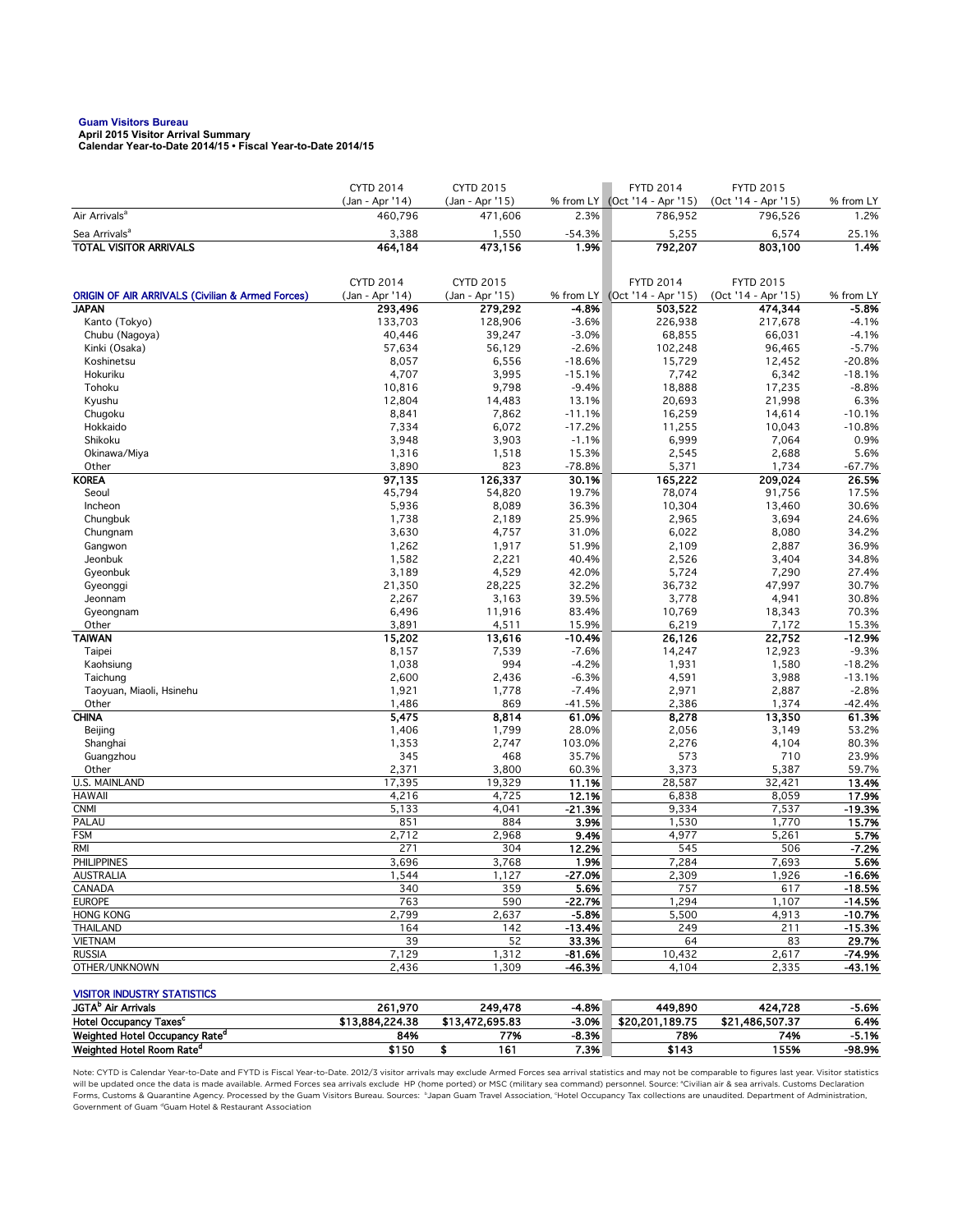**Guam Visitors Bureau**
**April 2015 Visitor Arrival Summary**
**Calendar Year-to-Date 2014/15 • Fiscal Year-to-Date 2014/15**

| | CYTD 2014 (Jan - Apr '14) | CYTD 2015 (Jan - Apr '15) | % from LY | FYTD 2014 (Oct '14 - Apr '15) | FYTD 2015 (Oct '14 - Apr '15) | % from LY |
|---|---|---|---|---|---|---|
| Air Arrivals[a] | 460,796 | 471,606 | 2.3% | 786,952 | 796,526 | 1.2% |
| Sea Arrivals[a] | 3,388 | 1,550 | -54.3% | 5,255 | 6,574 | 25.1% |
| **TOTAL VISITOR ARRIVALS** | **464,184** | **473,156** | **1.9%** | **792,207** | **803,100** | **1.4%** |

| ORIGIN OF AIR ARRIVALS (Civilian & Armed Forces) | CYTD 2014 (Jan - Apr '14) | CYTD 2015 (Jan - Apr '15) | % from LY | FYTD 2014 (Oct '14 - Apr '15) | FYTD 2015 (Oct '14 - Apr '15) | % from LY |
|---|---|---|---|---|---|---|
| **JAPAN** | **293,496** | **279,292** | **-4.8%** | **503,522** | **474,344** | **-5.8%** |
| Kanto (Tokyo) | 133,703 | 128,906 | -3.6% | 226,938 | 217,678 | -4.1% |
| Chubu (Nagoya) | 40,446 | 39,247 | -3.0% | 68,855 | 66,031 | -4.1% |
| Kinki (Osaka) | 57,634 | 56,129 | -2.6% | 102,248 | 96,465 | -5.7% |
| Koshinetsu | 8,057 | 6,556 | -18.6% | 15,729 | 12,452 | -20.8% |
| Hokuriku | 4,707 | 3,995 | -15.1% | 7,742 | 6,342 | -18.1% |
| Tohoku | 10,816 | 9,798 | -9.4% | 18,888 | 17,235 | -8.8% |
| Kyushu | 12,804 | 14,483 | 13.1% | 20,693 | 21,998 | 6.3% |
| Chugoku | 8,841 | 7,862 | -11.1% | 16,259 | 14,614 | -10.1% |
| Hokkaido | 7,334 | 6,072 | -17.2% | 11,255 | 10,043 | -10.8% |
| Shikoku | 3,948 | 3,903 | -1.1% | 6,999 | 7,064 | 0.9% |
| Okinawa/Miya | 1,316 | 1,518 | 15.3% | 2,545 | 2,688 | 5.6% |
| Other | 3,890 | 823 | -78.8% | 5,371 | 1,734 | -67.7% |
| **KOREA** | **97,135** | **126,337** | **30.1%** | **165,222** | **209,024** | **26.5%** |
| Seoul | 45,794 | 54,820 | 19.7% | 78,074 | 91,756 | 17.5% |
| Incheon | 5,936 | 8,089 | 36.3% | 10,304 | 13,460 | 30.6% |
| Chungbuk | 1,738 | 2,189 | 25.9% | 2,965 | 3,694 | 24.6% |
| Chungnam | 3,630 | 4,757 | 31.0% | 6,022 | 8,080 | 34.2% |
| Gangwon | 1,262 | 1,917 | 51.9% | 2,109 | 2,887 | 36.9% |
| Jeonbuk | 1,582 | 2,221 | 40.4% | 2,526 | 3,404 | 34.8% |
| Gyeonbuk | 3,189 | 4,529 | 42.0% | 5,724 | 7,290 | 27.4% |
| Gyeonggi | 21,350 | 28,225 | 32.2% | 36,732 | 47,997 | 30.7% |
| Jeonnam | 2,267 | 3,163 | 39.5% | 3,778 | 4,941 | 30.8% |
| Gyeongnam | 6,496 | 11,916 | 83.4% | 10,769 | 18,343 | 70.3% |
| Other | 3,891 | 4,511 | 15.9% | 6,219 | 7,172 | 15.3% |
| **TAIWAN** | **15,202** | **13,616** | **-10.4%** | **26,126** | **22,752** | **-12.9%** |
| Taipei | 8,157 | 7,539 | -7.6% | 14,247 | 12,923 | -9.3% |
| Kaohsiung | 1,038 | 994 | -4.2% | 1,931 | 1,580 | -18.2% |
| Taichung | 2,600 | 2,436 | -6.3% | 4,591 | 3,988 | -13.1% |
| Taoyuan, Miaoli, Hsinehu | 1,921 | 1,778 | -7.4% | 2,971 | 2,887 | -2.8% |
| Other | 1,486 | 869 | -41.5% | 2,386 | 1,374 | -42.4% |
| **CHINA** | **5,475** | **8,814** | **61.0%** | **8,278** | **13,350** | **61.3%** |
| Beijing | 1,406 | 1,799 | 28.0% | 2,056 | 3,149 | 53.2% |
| Shanghai | 1,353 | 2,747 | 103.0% | 2,276 | 4,104 | 80.3% |
| Guangzhou | 345 | 468 | 35.7% | 573 | 710 | 23.9% |
| Other | 2,371 | 3,800 | 60.3% | 3,373 | 5,387 | 59.7% |
| U.S. MAINLAND | 17,395 | 19,329 | **11.1%** | 28,587 | 32,421 | **13.4%** |
| HAWAII | 4,216 | 4,725 | **12.1%** | 6,838 | 8,059 | **17.9%** |
| CNMI | 5,133 | 4,041 | **-21.3%** | 9,334 | 7,537 | **-19.3%** |
| PALAU | 851 | 884 | **3.9%** | 1,530 | 1,770 | **15.7%** |
| FSM | 2,712 | 2,968 | **9.4%** | 4,977 | 5,261 | **5.7%** |
| RMI | 271 | 304 | **12.2%** | 545 | 506 | **-7.2%** |
| PHILIPPINES | 3,696 | 3,768 | **1.9%** | 7,284 | 7,693 | **5.6%** |
| AUSTRALIA | 1,544 | 1,127 | **-27.0%** | 2,309 | 1,926 | **-16.6%** |
| CANADA | 340 | 359 | **5.6%** | 757 | 617 | **-18.5%** |
| EUROPE | 763 | 590 | **-22.7%** | 1,294 | 1,107 | **-14.5%** |
| HONG KONG | 2,799 | 2,637 | **-5.8%** | 5,500 | 4,913 | **-10.7%** |
| THAILAND | 164 | 142 | **-13.4%** | 249 | 211 | **-15.3%** |
| VIETNAM | 39 | 52 | **33.3%** | 64 | 83 | **29.7%** |
| RUSSIA | 7,129 | 1,312 | **-81.6%** | 10,432 | 2,617 | **-74.9%** |
| OTHER/UNKNOWN | 2,436 | 1,309 | **-46.3%** | 4,104 | 2,335 | **-43.1%** |

| VISITOR INDUSTRY STATISTICS | | | | | | |
|---|---|---|---|---|---|---|
| **JGTA[b] Air Arrivals** | **261,970** | **249,478** | **-4.8%** | **449,890** | **424,728** | **-5.6%** |
| **Hotel Occupancy Taxes[c]** | **$13,884,224.38** | **$13,472,695.83** | **-3.0%** | **$20,201,189.75** | **$21,486,507.37** | **6.4%** |
| **Weighted Hotel Occupancy Rate[d]** | **84%** | **77%** | **-8.3%** | **78%** | **74%** | **-5.1%** |
| **Weighted Hotel Room Rate[d]** | **$150** | **$ 161** | **7.3%** | **$143** | **155%** | **-98.9%** |

Note: CYTD is Calendar Year-to-Date and FYTD is Fiscal Year-to-Date. 2012/3 visitor arrivals may exclude Armed Forces sea arrival statistics and may not be comparable to figures last year. Visitor statistics will be updated once the data is made available. Armed Forces sea arrivals exclude HP (home ported) or MSC (military sea command) personnel. Source: [a]Civilian air & sea arrivals. Customs Declaration Forms, Customs & Quarantine Agency. Processed by the Guam Visitors Bureau. Sources: [b]Japan Guam Travel Association, [c]Hotel Occupancy Tax collections are unaudited. Department of Administration, Government of Guam [d]Guam Hotel & Restaurant Association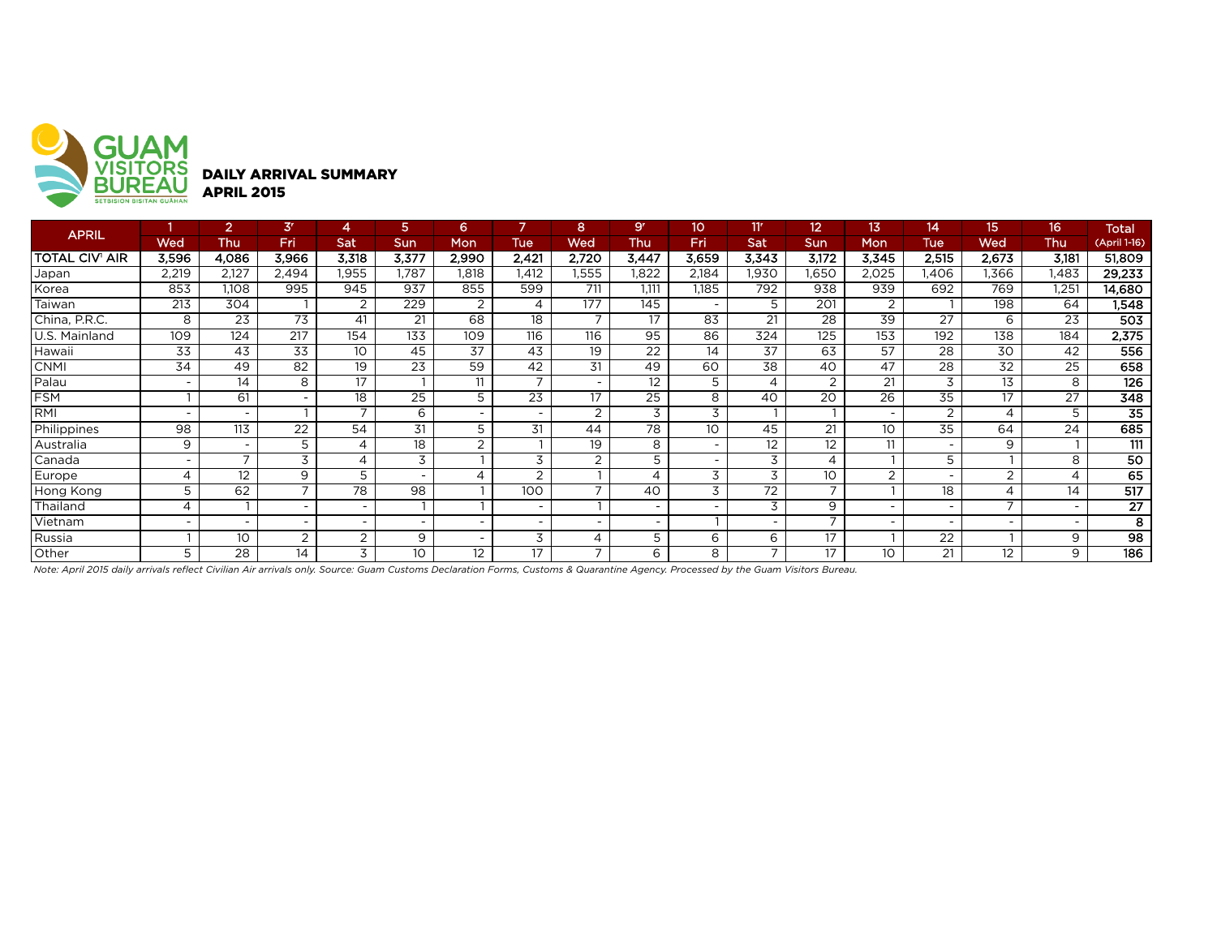GUAM VISITORS BUREAU
SETBISION BISITAN GUÅHAN

## DAILY ARRIVAL SUMMARY
## APRIL 2015

| APRIL | 1 | 2 | 3r | 4 | 5 | 6 | 7 | 8 | 9r | 10 | 11r | 12 | 13 | 14 | 15 | 16 | Total |
|---|---|---|---|---|---|---|---|---|---|---|---|---|---|---|---|---|---|
| | Wed | Thu | Fri | Sat | Sun | Mon | Tue | Wed | Thu | Fri | Sat | Sun | Mon | Tue | Wed | Thu | (April 1-16) |
| **TOTAL CIV[1] AIR** | **3,596** | **4,086** | **3,966** | **3,318** | **3,377** | **2,990** | **2,421** | **2,720** | **3,447** | **3,659** | **3,343** | **3,172** | **3,345** | **2,515** | **2,673** | **3,181** | **51,809** |
| Japan | 2,219 | 2,127 | 2,494 | 1,955 | 1,787 | 1,818 | 1,412 | 1,555 | 1,822 | 2,184 | 1,930 | 1,650 | 2,025 | 1,406 | 1,366 | 1,483 | **29,233** |
| Korea | 853 | 1,108 | 995 | 945 | 937 | 855 | 599 | 711 | 1,111 | 1,185 | 792 | 938 | 939 | 692 | 769 | 1,251 | **14,680** |
| Taiwan | 213 | 304 | 1 | 2 | 229 | 2 | 4 | 177 | 145 | - | 5 | 201 | 2 | 1 | 198 | 64 | **1,548** |
| China, P.R.C. | 8 | 23 | 73 | 41 | 21 | 68 | 18 | 7 | 17 | 83 | 21 | 28 | 39 | 27 | 6 | 23 | **503** |
| U.S. Mainland | 109 | 124 | 217 | 154 | 133 | 109 | 116 | 116 | 95 | 86 | 324 | 125 | 153 | 192 | 138 | 184 | **2,375** |
| Hawaii | 33 | 43 | 33 | 10 | 45 | 37 | 43 | 19 | 22 | 14 | 37 | 63 | 57 | 28 | 30 | 42 | **556** |
| CNMI | 34 | 49 | 82 | 19 | 23 | 59 | 42 | 31 | 49 | 60 | 38 | 40 | 47 | 28 | 32 | 25 | **658** |
| Palau | - | 14 | 8 | 17 | 1 | 11 | 7 | - | 12 | 5 | 4 | 2 | 21 | 3 | 13 | 8 | **126** |
| FSM | 1 | 61 | - | 18 | 25 | 5 | 23 | 17 | 25 | 8 | 40 | 20 | 26 | 35 | 17 | 27 | **348** |
| RMI | - | - | 1 | 7 | 6 | - | - | 2 | 3 | 3 | 1 | 1 | - | 2 | 4 | 5 | **35** |
| Philippines | 98 | 113 | 22 | 54 | 31 | 5 | 31 | 44 | 78 | 10 | 45 | 21 | 10 | 35 | 64 | 24 | **685** |
| Australia | 9 | - | 5 | 4 | 18 | 2 | 1 | 19 | 8 | - | 12 | 12 | 11 | - | 9 | 1 | **111** |
| Canada | - | 7 | 3 | 4 | 3 | 1 | 3 | 2 | 5 | - | 3 | 4 | 1 | 5 | 1 | 8 | **50** |
| Europe | 4 | 12 | 9 | 5 | - | 4 | 2 | 1 | 4 | 3 | 3 | 10 | 2 | - | 2 | 4 | **65** |
| Hong Kong | 5 | 62 | 7 | 78 | 98 | 1 | 100 | 7 | 40 | 3 | 72 | 7 | 1 | 18 | 4 | 14 | **517** |
| Thailand | 4 | 1 | - | - | 1 | 1 | - | 1 | - | - | 3 | 9 | - | - | 7 | - | **27** |
| Vietnam | - | - | - | - | - | - | - | - | - | 1 | - | 7 | - | - | - | - | **8** |
| Russia | 1 | 10 | 2 | 2 | 9 | - | 3 | 4 | 5 | 6 | 6 | 17 | 1 | 22 | 1 | 9 | **98** |
| Other | 5 | 28 | 14 | 3 | 10 | 12 | 17 | 7 | 6 | 8 | 7 | 17 | 10 | 21 | 12 | 9 | **186** |

*Note: April 2015 daily arrivals reflect Civilian Air arrivals only. Source: Guam Customs Declaration Forms, Customs & Quarantine Agency. Processed by the Guam Visitors Bureau.*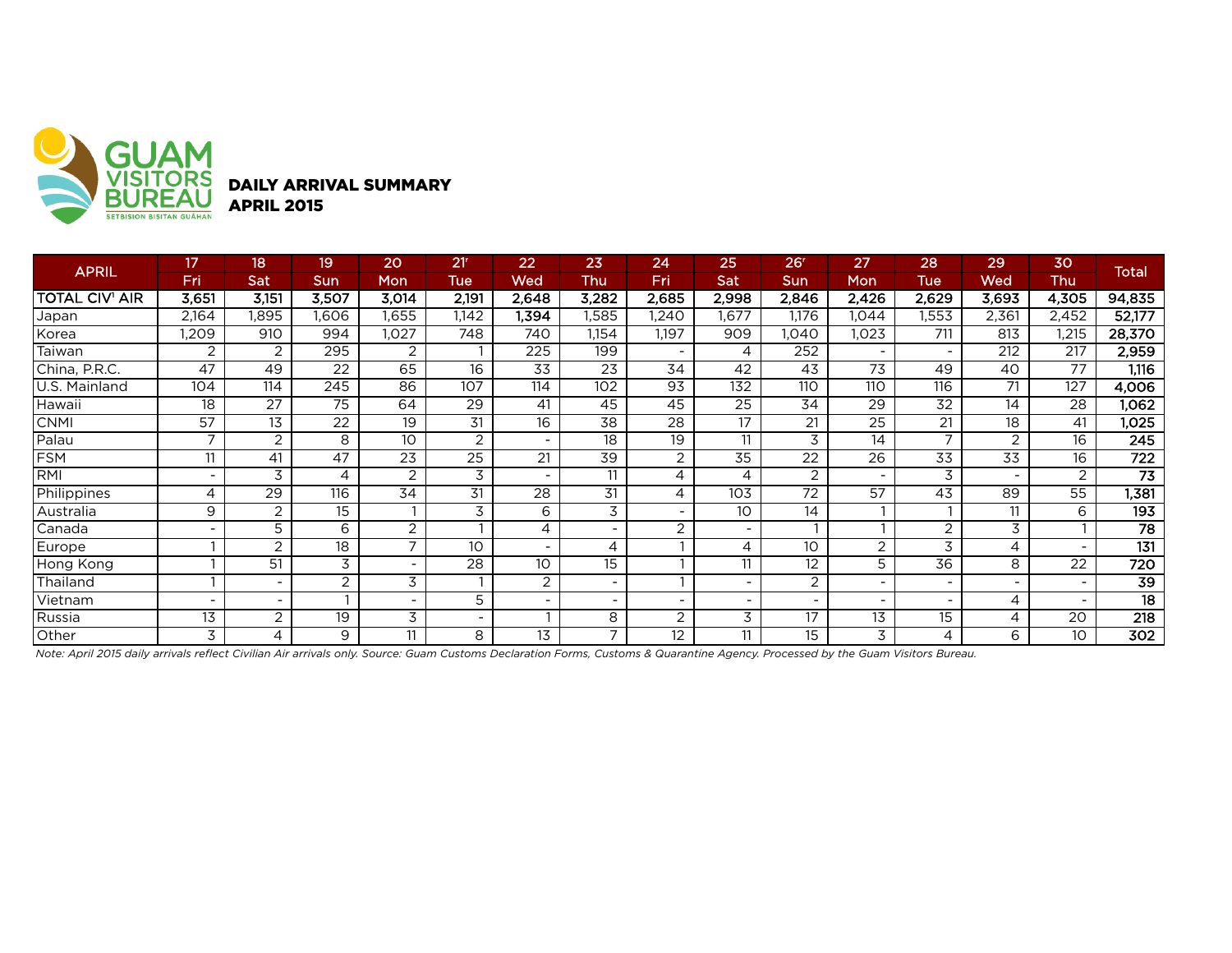GUAM VISITORS BUREAU
SETBISION BISITAN GUÅHAN

## DAILY ARRIVAL SUMMARY
## APRIL 2015

| APRIL | 17 Fri | 18 Sat | 19 Sun | 20 Mon | 21[r] Tue | 22 Wed | 23 Thu | 24 Fri | 25 Sat | 26[r] Sun | 27 Mon | 28 Tue | 29 Wed | 30 Thu | Total |
|---|---|---|---|---|---|---|---|---|---|---|---|---|---|---|---|
| **TOTAL CIV[1] AIR** | **3,651** | **3,151** | **3,507** | **3,014** | **2,191** | **2,648** | **3,282** | **2,685** | **2,998** | **2,846** | **2,426** | **2,629** | **3,693** | **4,305** | **94,835** |
| Japan | 2,164 | 1,895 | 1,606 | 1,655 | 1,142 | **1,394** | 1,585 | 1,240 | 1,677 | 1,176 | 1,044 | 1,553 | 2,361 | 2,452 | **52,177** |
| Korea | 1,209 | 910 | 994 | 1,027 | 748 | 740 | 1,154 | 1,197 | 909 | 1,040 | 1,023 | 711 | 813 | 1,215 | **28,370** |
| Taiwan | 2 | 2 | 295 | 2 | 1 | 225 | 199 | - | 4 | 252 | - | - | 212 | 217 | **2,959** |
| China, P.R.C. | 47 | 49 | 22 | 65 | 16 | 33 | 23 | 34 | 42 | 43 | 73 | 49 | 40 | 77 | **1,116** |
| U.S. Mainland | 104 | 114 | 245 | 86 | 107 | 114 | 102 | 93 | 132 | 110 | 110 | 116 | 71 | 127 | **4,006** |
| Hawaii | 18 | 27 | 75 | 64 | 29 | 41 | 45 | 45 | 25 | 34 | 29 | 32 | 14 | 28 | **1,062** |
| CNMI | 57 | 13 | 22 | 19 | 31 | 16 | 38 | 28 | 17 | 21 | 25 | 21 | 18 | 41 | **1,025** |
| Palau | 7 | 2 | 8 | 10 | 2 | - | 18 | 19 | 11 | 3 | 14 | 7 | 2 | 16 | **245** |
| FSM | 11 | 41 | 47 | 23 | 25 | 21 | 39 | 2 | 35 | 22 | 26 | 33 | 33 | 16 | **722** |
| RMI | - | 3 | 4 | 2 | 3 | - | 11 | 4 | 4 | 2 | - | 3 | - | 2 | **73** |
| Philippines | 4 | 29 | 116 | 34 | 31 | 28 | 31 | 4 | 103 | 72 | 57 | 43 | 89 | 55 | **1,381** |
| Australia | 9 | 2 | 15 | 1 | 3 | 6 | 3 | - | 10 | 14 | 1 | 1 | 11 | 6 | **193** |
| Canada | - | 5 | 6 | 2 | 1 | 4 | - | 2 | - | 1 | 1 | 2 | 3 | 1 | **78** |
| Europe | 1 | 2 | 18 | 7 | 10 | - | 4 | 1 | 4 | 10 | 2 | 3 | 4 | - | **131** |
| Hong Kong | 1 | 51 | 3 | - | 28 | 10 | 15 | 1 | 11 | 12 | 5 | 36 | 8 | 22 | **720** |
| Thailand | 1 | - | 2 | 3 | 1 | 2 | - | 1 | - | 2 | - | - | - | - | **39** |
| Vietnam | - | - | 1 | - | 5 | - | - | - | - | - | - | - | 4 | - | **18** |
| Russia | 13 | 2 | 19 | 3 | - | 1 | 8 | 2 | 3 | 17 | 13 | 15 | 4 | 20 | **218** |
| Other | 3 | 4 | 9 | 11 | 8 | 13 | 7 | 12 | 11 | 15 | 3 | 4 | 6 | 10 | **302** |

*Note: April 2015 daily arrivals reflect Civilian Air arrivals only. Source: Guam Customs Declaration Forms, Customs & Quarantine Agency. Processed by the Guam Visitors Bureau.*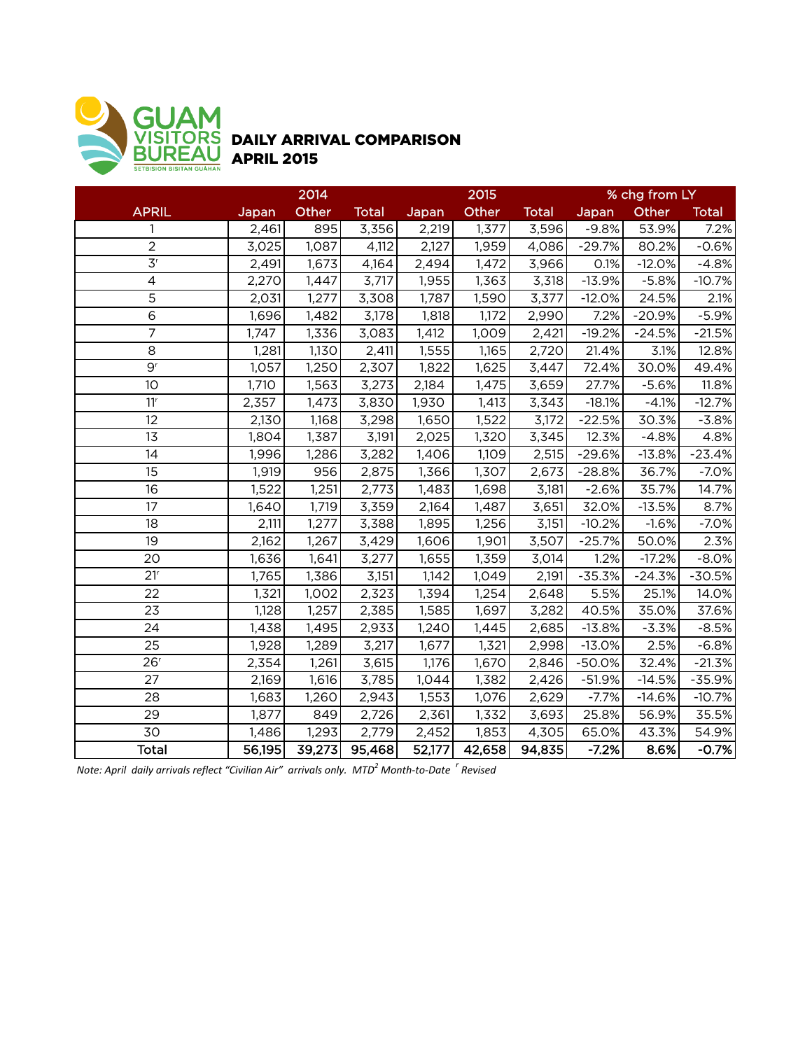GUAM VISITORS BUREAU
SETBISION BISITAN GUÅHAN

# DAILY ARRIVAL COMPARISON
## APRIL 2015

| APRIL | 2014 Japan | 2014 Other | 2014 Total | 2015 Japan | 2015 Other | 2015 Total | % chg from LY Japan | % chg from LY Other | % chg from LY Total |
|---|---|---|---|---|---|---|---|---|---|
| 1 | 2,461 | 895 | 3,356 | 2,219 | 1,377 | 3,596 | -9.8% | 53.9% | 7.2% |
| 2 | 3,025 | 1,087 | 4,112 | 2,127 | 1,959 | 4,086 | -29.7% | 80.2% | -0.6% |
| 3[r] | 2,491 | 1,673 | 4,164 | 2,494 | 1,472 | 3,966 | 0.1% | -12.0% | -4.8% |
| 4 | 2,270 | 1,447 | 3,717 | 1,955 | 1,363 | 3,318 | -13.9% | -5.8% | -10.7% |
| 5 | 2,031 | 1,277 | 3,308 | 1,787 | 1,590 | 3,377 | -12.0% | 24.5% | 2.1% |
| 6 | 1,696 | 1,482 | 3,178 | 1,818 | 1,172 | 2,990 | 7.2% | -20.9% | -5.9% |
| 7 | 1,747 | 1,336 | 3,083 | 1,412 | 1,009 | 2,421 | -19.2% | -24.5% | -21.5% |
| 8 | 1,281 | 1,130 | 2,411 | 1,555 | 1,165 | 2,720 | 21.4% | 3.1% | 12.8% |
| 9[r] | 1,057 | 1,250 | 2,307 | 1,822 | 1,625 | 3,447 | 72.4% | 30.0% | 49.4% |
| 10 | 1,710 | 1,563 | 3,273 | 2,184 | 1,475 | 3,659 | 27.7% | -5.6% | 11.8% |
| 11[r] | 2,357 | 1,473 | 3,830 | 1,930 | 1,413 | 3,343 | -18.1% | -4.1% | -12.7% |
| 12 | 2,130 | 1,168 | 3,298 | 1,650 | 1,522 | 3,172 | -22.5% | 30.3% | -3.8% |
| 13 | 1,804 | 1,387 | 3,191 | 2,025 | 1,320 | 3,345 | 12.3% | -4.8% | 4.8% |
| 14 | 1,996 | 1,286 | 3,282 | 1,406 | 1,109 | 2,515 | -29.6% | -13.8% | -23.4% |
| 15 | 1,919 | 956 | 2,875 | 1,366 | 1,307 | 2,673 | -28.8% | 36.7% | -7.0% |
| 16 | 1,522 | 1,251 | 2,773 | 1,483 | 1,698 | 3,181 | -2.6% | 35.7% | 14.7% |
| 17 | 1,640 | 1,719 | 3,359 | 2,164 | 1,487 | 3,651 | 32.0% | -13.5% | 8.7% |
| 18 | 2,111 | 1,277 | 3,388 | 1,895 | 1,256 | 3,151 | -10.2% | -1.6% | -7.0% |
| 19 | 2,162 | 1,267 | 3,429 | 1,606 | 1,901 | 3,507 | -25.7% | 50.0% | 2.3% |
| 20 | 1,636 | 1,641 | 3,277 | 1,655 | 1,359 | 3,014 | 1.2% | -17.2% | -8.0% |
| 21[r] | 1,765 | 1,386 | 3,151 | 1,142 | 1,049 | 2,191 | -35.3% | -24.3% | -30.5% |
| 22 | 1,321 | 1,002 | 2,323 | 1,394 | 1,254 | 2,648 | 5.5% | 25.1% | 14.0% |
| 23 | 1,128 | 1,257 | 2,385 | 1,585 | 1,697 | 3,282 | 40.5% | 35.0% | 37.6% |
| 24 | 1,438 | 1,495 | 2,933 | 1,240 | 1,445 | 2,685 | -13.8% | -3.3% | -8.5% |
| 25 | 1,928 | 1,289 | 3,217 | 1,677 | 1,321 | 2,998 | -13.0% | 2.5% | -6.8% |
| 26[r] | 2,354 | 1,261 | 3,615 | 1,176 | 1,670 | 2,846 | -50.0% | 32.4% | -21.3% |
| 27 | 2,169 | 1,616 | 3,785 | 1,044 | 1,382 | 2,426 | -51.9% | -14.5% | -35.9% |
| 28 | 1,683 | 1,260 | 2,943 | 1,553 | 1,076 | 2,629 | -7.7% | -14.6% | -10.7% |
| 29 | 1,877 | 849 | 2,726 | 2,361 | 1,332 | 3,693 | 25.8% | 56.9% | 35.5% |
| 30 | 1,486 | 1,293 | 2,779 | 2,452 | 1,853 | 4,305 | 65.0% | 43.3% | 54.9% |
| **Total** | **56,195** | **39,273** | **95,468** | **52,177** | **42,658** | **94,835** | **-7.2%** | **8.6%** | **-0.7%** |

*Note: April daily arrivals reflect "Civilian Air" arrivals only. MTD[2] Month-to-Date [r] Revised*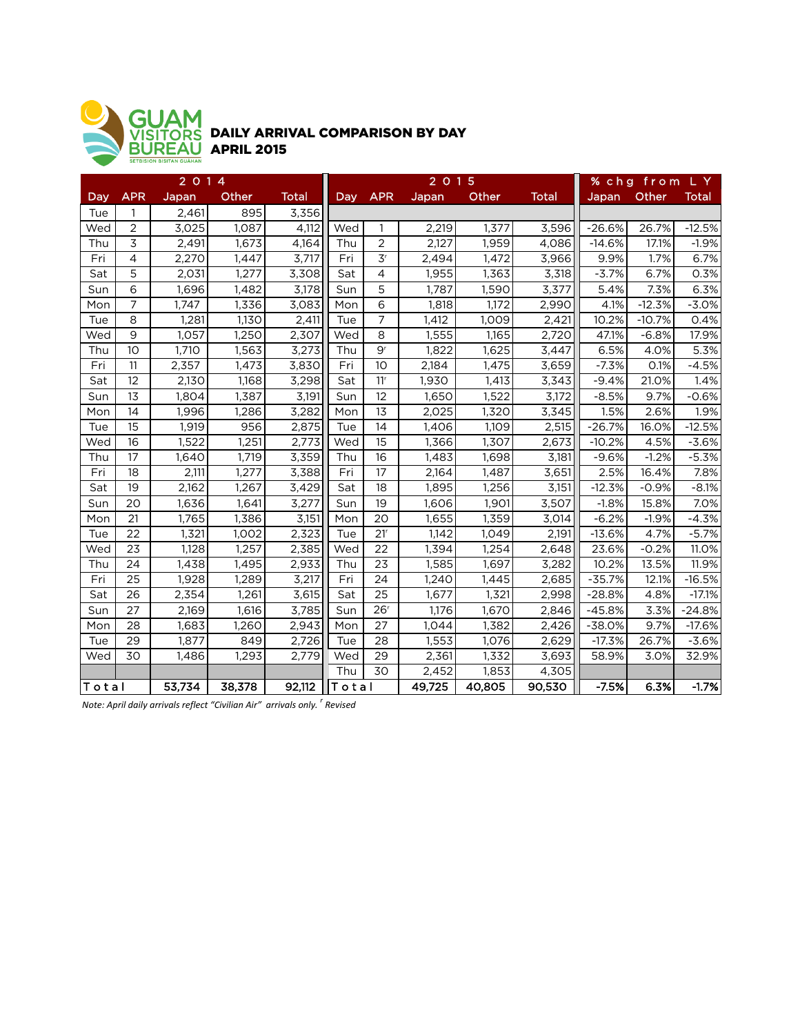GUAM VISITORS BUREAU
SETBISION BISITAN GUAHAN

## DAILY ARRIVAL COMPARISON BY DAY
## APRIL 2015

| 2014 | | | | | 2015 | | | | | % chg from LY | | |
|---|---|---|---|---|---|---|---|---|---|---|---|---|
| Day | APR | Japan | Other | Total | Day | APR | Japan | Other | Total | Japan | Other | Total |
| Tue | 1 | 2,461 | 895 | 3,356 | | | | | | | | |
| Wed | 2 | 3,025 | 1,087 | 4,112 | Wed | 1 | 2,219 | 1,377 | 3,596 | -26.6% | 26.7% | -12.5% |
| Thu | 3 | 2,491 | 1,673 | 4,164 | Thu | 2 | 2,127 | 1,959 | 4,086 | -14.6% | 17.1% | -1.9% |
| Fri | 4 | 2,270 | 1,447 | 3,717 | Fri | 3[r] | 2,494 | 1,472 | 3,966 | 9.9% | 1.7% | 6.7% |
| Sat | 5 | 2,031 | 1,277 | 3,308 | Sat | 4 | 1,955 | 1,363 | 3,318 | -3.7% | 6.7% | 0.3% |
| Sun | 6 | 1,696 | 1,482 | 3,178 | Sun | 5 | 1,787 | 1,590 | 3,377 | 5.4% | 7.3% | 6.3% |
| Mon | 7 | 1,747 | 1,336 | 3,083 | Mon | 6 | 1,818 | 1,172 | 2,990 | 4.1% | -12.3% | -3.0% |
| Tue | 8 | 1,281 | 1,130 | 2,411 | Tue | 7 | 1,412 | 1,009 | 2,421 | 10.2% | -10.7% | 0.4% |
| Wed | 9 | 1,057 | 1,250 | 2,307 | Wed | 8 | 1,555 | 1,165 | 2,720 | 47.1% | -6.8% | 17.9% |
| Thu | 10 | 1,710 | 1,563 | 3,273 | Thu | 9[r] | 1,822 | 1,625 | 3,447 | 6.5% | 4.0% | 5.3% |
| Fri | 11 | 2,357 | 1,473 | 3,830 | Fri | 10 | 2,184 | 1,475 | 3,659 | -7.3% | 0.1% | -4.5% |
| Sat | 12 | 2,130 | 1,168 | 3,298 | Sat | 11[r] | 1,930 | 1,413 | 3,343 | -9.4% | 21.0% | 1.4% |
| Sun | 13 | 1,804 | 1,387 | 3,191 | Sun | 12 | 1,650 | 1,522 | 3,172 | -8.5% | 9.7% | -0.6% |
| Mon | 14 | 1,996 | 1,286 | 3,282 | Mon | 13 | 2,025 | 1,320 | 3,345 | 1.5% | 2.6% | 1.9% |
| Tue | 15 | 1,919 | 956 | 2,875 | Tue | 14 | 1,406 | 1,109 | 2,515 | -26.7% | 16.0% | -12.5% |
| Wed | 16 | 1,522 | 1,251 | 2,773 | Wed | 15 | 1,366 | 1,307 | 2,673 | -10.2% | 4.5% | -3.6% |
| Thu | 17 | 1,640 | 1,719 | 3,359 | Thu | 16 | 1,483 | 1,698 | 3,181 | -9.6% | -1.2% | -5.3% |
| Fri | 18 | 2,111 | 1,277 | 3,388 | Fri | 17 | 2,164 | 1,487 | 3,651 | 2.5% | 16.4% | 7.8% |
| Sat | 19 | 2,162 | 1,267 | 3,429 | Sat | 18 | 1,895 | 1,256 | 3,151 | -12.3% | -0.9% | -8.1% |
| Sun | 20 | 1,636 | 1,641 | 3,277 | Sun | 19 | 1,606 | 1,901 | 3,507 | -1.8% | 15.8% | 7.0% |
| Mon | 21 | 1,765 | 1,386 | 3,151 | Mon | 20 | 1,655 | 1,359 | 3,014 | -6.2% | -1.9% | -4.3% |
| Tue | 22 | 1,321 | 1,002 | 2,323 | Tue | 21[r] | 1,142 | 1,049 | 2,191 | -13.6% | 4.7% | -5.7% |
| Wed | 23 | 1,128 | 1,257 | 2,385 | Wed | 22 | 1,394 | 1,254 | 2,648 | 23.6% | -0.2% | 11.0% |
| Thu | 24 | 1,438 | 1,495 | 2,933 | Thu | 23 | 1,585 | 1,697 | 3,282 | 10.2% | 13.5% | 11.9% |
| Fri | 25 | 1,928 | 1,289 | 3,217 | Fri | 24 | 1,240 | 1,445 | 2,685 | -35.7% | 12.1% | -16.5% |
| Sat | 26 | 2,354 | 1,261 | 3,615 | Sat | 25 | 1,677 | 1,321 | 2,998 | -28.8% | 4.8% | -17.1% |
| Sun | 27 | 2,169 | 1,616 | 3,785 | Sun | 26[r] | 1,176 | 1,670 | 2,846 | -45.8% | 3.3% | -24.8% |
| Mon | 28 | 1,683 | 1,260 | 2,943 | Mon | 27 | 1,044 | 1,382 | 2,426 | -38.0% | 9.7% | -17.6% |
| Tue | 29 | 1,877 | 849 | 2,726 | Tue | 28 | 1,553 | 1,076 | 2,629 | -17.3% | 26.7% | -3.6% |
| Wed | 30 | 1,486 | 1,293 | 2,779 | Wed | 29 | 2,361 | 1,332 | 3,693 | 58.9% | 3.0% | 32.9% |
| | | | | | Thu | 30 | 2,452 | 1,853 | 4,305 | | | |
| **Total** | | **53,734** | **38,378** | **92,112** | **Total** | | **49,725** | **40,805** | **90,530** | **-7.5%** | **6.3%** | **-1.7%** |

*Note: April daily arrivals reflect "Civilian Air" arrivals only. [r] Revised*